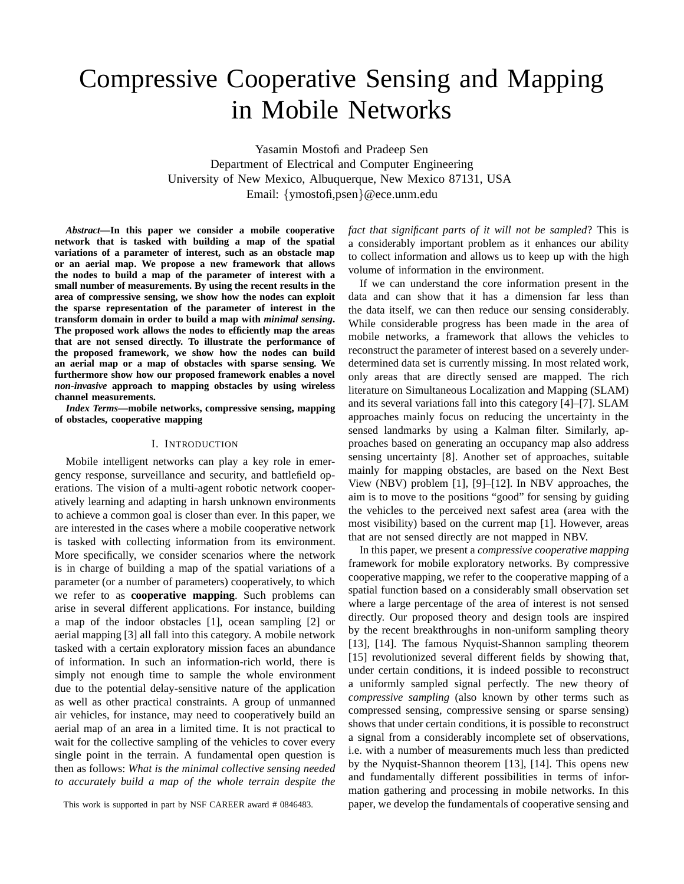# Compressive Cooperative Sensing and Mapping in Mobile Networks

Yasamin Mostofi and Pradeep Sen
Department of Electrical and Computer Engineering
University of New Mexico, Albuquerque, New Mexico 87131, USA
Email: {ymostofi,psen}@ece.unm.edu

***Abstract*—In this paper we consider a mobile cooperative network that is tasked with building a map of the spatial variations of a parameter of interest, such as an obstacle map or an aerial map. We propose a new framework that allows the nodes to build a map of the parameter of interest with a small number of measurements. By using the recent results in the area of compressive sensing, we show how the nodes can exploit the sparse representation of the parameter of interest in the transform domain in order to build a map with *minimal sensing*. The proposed work allows the nodes to efficiently map the areas that are not sensed directly. To illustrate the performance of the proposed framework, we show how the nodes can build an aerial map or a map of obstacles with sparse sensing. We furthermore show how our proposed framework enables a novel *non-invasive* approach to mapping obstacles by using wireless channel measurements.**

***Index Terms*—mobile networks, compressive sensing, mapping of obstacles, cooperative mapping**

## I. Introduction

Mobile intelligent networks can play a key role in emergency response, surveillance and security, and battlefield operations. The vision of a multi-agent robotic network cooperatively learning and adapting in harsh unknown environments to achieve a common goal is closer than ever. In this paper, we are interested in the cases where a mobile cooperative network is tasked with collecting information from its environment. More specifically, we consider scenarios where the network is in charge of building a map of the spatial variations of a parameter (or a number of parameters) cooperatively, to which we refer to as **cooperative mapping**. Such problems can arise in several different applications. For instance, building a map of the indoor obstacles [1], ocean sampling [2] or aerial mapping [3] all fall into this category. A mobile network tasked with a certain exploratory mission faces an abundance of information. In such an information-rich world, there is simply not enough time to sample the whole environment due to the potential delay-sensitive nature of the application as well as other practical constraints. A group of unmanned air vehicles, for instance, may need to cooperatively build an aerial map of an area in a limited time. It is not practical to wait for the collective sampling of the vehicles to cover every single point in the terrain. A fundamental open question is then as follows: *What is the minimal collective sensing needed to accurately build a map of the whole terrain despite the fact that significant parts of it will not be sampled*? This is a considerably important problem as it enhances our ability to collect information and allows us to keep up with the high volume of information in the environment.

If we can understand the core information present in the data and can show that it has a dimension far less than the data itself, we can then reduce our sensing considerably. While considerable progress has been made in the area of mobile networks, a framework that allows the vehicles to reconstruct the parameter of interest based on a severely under-determined data set is currently missing. In most related work, only areas that are directly sensed are mapped. The rich literature on Simultaneous Localization and Mapping (SLAM) and its several variations fall into this category [4]–[7]. SLAM approaches mainly focus on reducing the uncertainty in the sensed landmarks by using a Kalman filter. Similarly, approaches based on generating an occupancy map also address sensing uncertainty [8]. Another set of approaches, suitable mainly for mapping obstacles, are based on the Next Best View (NBV) problem [1], [9]–[12]. In NBV approaches, the aim is to move to the positions "good" for sensing by guiding the vehicles to the perceived next safest area (area with the most visibility) based on the current map [1]. However, areas that are not sensed directly are not mapped in NBV.

In this paper, we present a *compressive cooperative mapping* framework for mobile exploratory networks. By compressive cooperative mapping, we refer to the cooperative mapping of a spatial function based on a considerably small observation set where a large percentage of the area of interest is not sensed directly. Our proposed theory and design tools are inspired by the recent breakthroughs in non-uniform sampling theory [13], [14]. The famous Nyquist-Shannon sampling theorem [15] revolutionized several different fields by showing that, under certain conditions, it is indeed possible to reconstruct a uniformly sampled signal perfectly. The new theory of *compressive sampling* (also known by other terms such as compressed sensing, compressive sensing or sparse sensing) shows that under certain conditions, it is possible to reconstruct a signal from a considerably incomplete set of observations, i.e. with a number of measurements much less than predicted by the Nyquist-Shannon theorem [13], [14]. This opens new and fundamentally different possibilities in terms of information gathering and processing in mobile networks. In this paper, we develop the fundamentals of cooperative sensing and

This work is supported in part by NSF CAREER award # 0846483.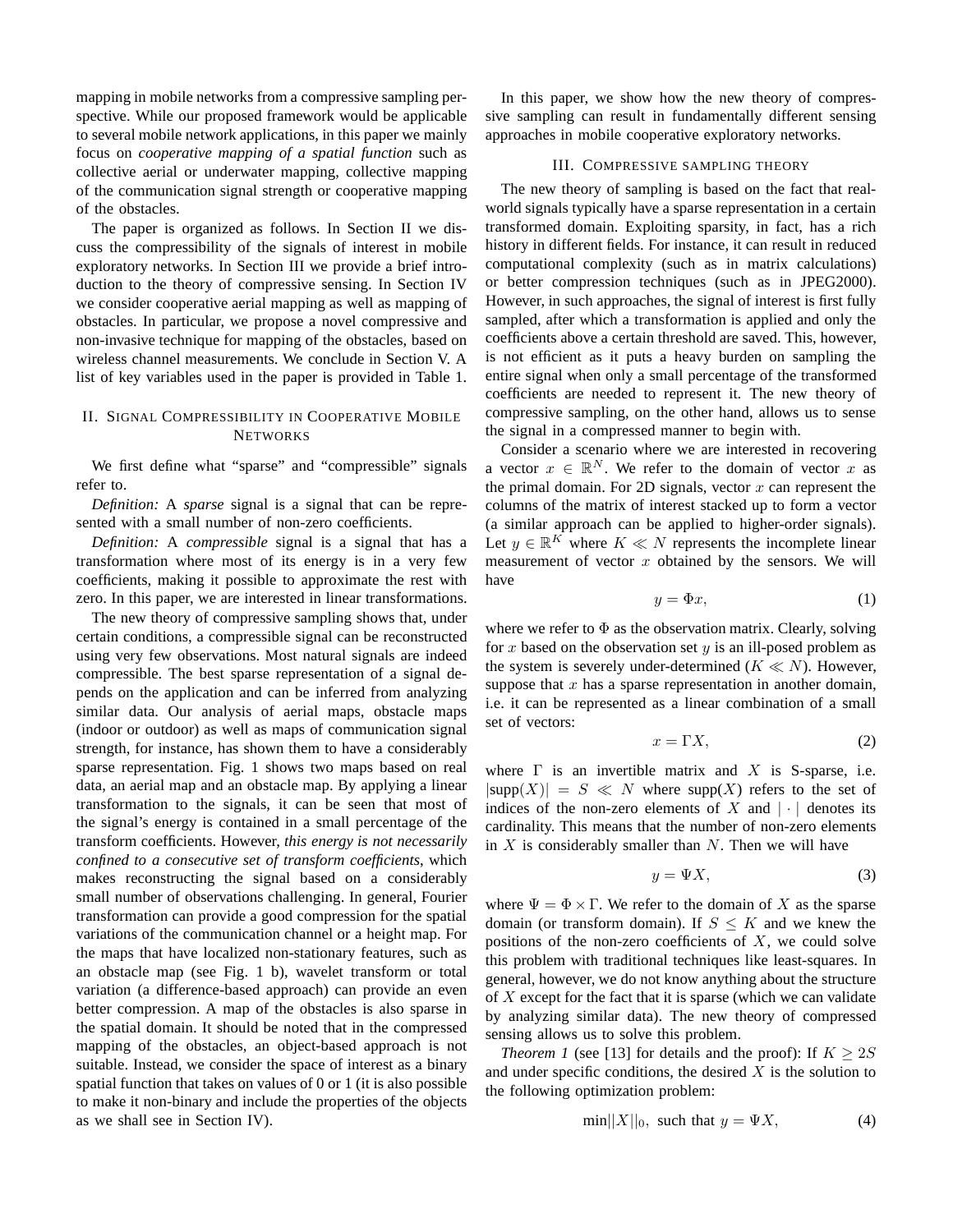mapping in mobile networks from a compressive sampling perspective. While our proposed framework would be applicable to several mobile network applications, in this paper we mainly focus on *cooperative mapping of a spatial function* such as collective aerial or underwater mapping, collective mapping of the communication signal strength or cooperative mapping of the obstacles.

The paper is organized as follows. In Section II we discuss the compressibility of the signals of interest in mobile exploratory networks. In Section III we provide a brief introduction to the theory of compressive sensing. In Section IV we consider cooperative aerial mapping as well as mapping of obstacles. In particular, we propose a novel compressive and non-invasive technique for mapping of the obstacles, based on wireless channel measurements. We conclude in Section V. A list of key variables used in the paper is provided in Table 1.

## II. Signal Compressibility in Cooperative Mobile Networks

We first define what "sparse" and "compressible" signals refer to.

*Definition:* A *sparse* signal is a signal that can be represented with a small number of non-zero coefficients.

*Definition:* A *compressible* signal is a signal that has a transformation where most of its energy is in a very few coefficients, making it possible to approximate the rest with zero. In this paper, we are interested in linear transformations.

The new theory of compressive sampling shows that, under certain conditions, a compressible signal can be reconstructed using very few observations. Most natural signals are indeed compressible. The best sparse representation of a signal depends on the application and can be inferred from analyzing similar data. Our analysis of aerial maps, obstacle maps (indoor or outdoor) as well as maps of communication signal strength, for instance, has shown them to have a considerably sparse representation. Fig. 1 shows two maps based on real data, an aerial map and an obstacle map. By applying a linear transformation to the signals, it can be seen that most of the signal's energy is contained in a small percentage of the transform coefficients. However, *this energy is not necessarily confined to a consecutive set of transform coefficients*, which makes reconstructing the signal based on a considerably small number of observations challenging. In general, Fourier transformation can provide a good compression for the spatial variations of the communication channel or a height map. For the maps that have localized non-stationary features, such as an obstacle map (see Fig. 1 b), wavelet transform or total variation (a difference-based approach) can provide an even better compression. A map of the obstacles is also sparse in the spatial domain. It should be noted that in the compressed mapping of the obstacles, an object-based approach is not suitable. Instead, we consider the space of interest as a binary spatial function that takes on values of 0 or 1 (it is also possible to make it non-binary and include the properties of the objects as we shall see in Section IV).

In this paper, we show how the new theory of compressive sampling can result in fundamentally different sensing approaches in mobile cooperative exploratory networks.

## III. Compressive Sampling Theory

The new theory of sampling is based on the fact that real-world signals typically have a sparse representation in a certain transformed domain. Exploiting sparsity, in fact, has a rich history in different fields. For instance, it can result in reduced computational complexity (such as in matrix calculations) or better compression techniques (such as in JPEG2000). However, in such approaches, the signal of interest is first fully sampled, after which a transformation is applied and only the coefficients above a certain threshold are saved. This, however, is not efficient as it puts a heavy burden on sampling the entire signal when only a small percentage of the transformed coefficients are needed to represent it. The new theory of compressive sampling, on the other hand, allows us to sense the signal in a compressed manner to begin with.

Consider a scenario where we are interested in recovering a vector $x \in \mathbb{R}^N$. We refer to the domain of vector $x$ as the primal domain. For 2D signals, vector $x$ can represent the columns of the matrix of interest stacked up to form a vector (a similar approach can be applied to higher-order signals). Let $y \in \mathbb{R}^K$ where $K \ll N$ represents the incomplete linear measurement of vector $x$ obtained by the sensors. We will have

$$y = \Phi x, \tag{1}$$

where we refer to $\Phi$ as the observation matrix. Clearly, solving for $x$ based on the observation set $y$ is an ill-posed problem as the system is severely under-determined ($K \ll N$). However, suppose that $x$ has a sparse representation in another domain, i.e. it can be represented as a linear combination of a small set of vectors:

$$x = \Gamma X, \tag{2}$$

where $\Gamma$ is an invertible matrix and $X$ is S-sparse, i.e. $|\text{supp}(X)| = S \ll N$ where $\text{supp}(X)$ refers to the set of indices of the non-zero elements of $X$ and $|\cdot|$ denotes its cardinality. This means that the number of non-zero elements in $X$ is considerably smaller than $N$. Then we will have

$$y = \Psi X, \tag{3}$$

where $\Psi = \Phi \times \Gamma$. We refer to the domain of $X$ as the sparse domain (or transform domain). If $S \leq K$ and we knew the positions of the non-zero coefficients of $X$, we could solve this problem with traditional techniques like least-squares. In general, however, we do not know anything about the structure of $X$ except for the fact that it is sparse (which we can validate by analyzing similar data). The new theory of compressed sensing allows us to solve this problem.

*Theorem 1* (see [13] for details and the proof): If $K \geq 2S$ and under specific conditions, the desired $X$ is the solution to the following optimization problem:

$$\min ||X||_0, \text{ such that } y = \Psi X, \tag{4}$$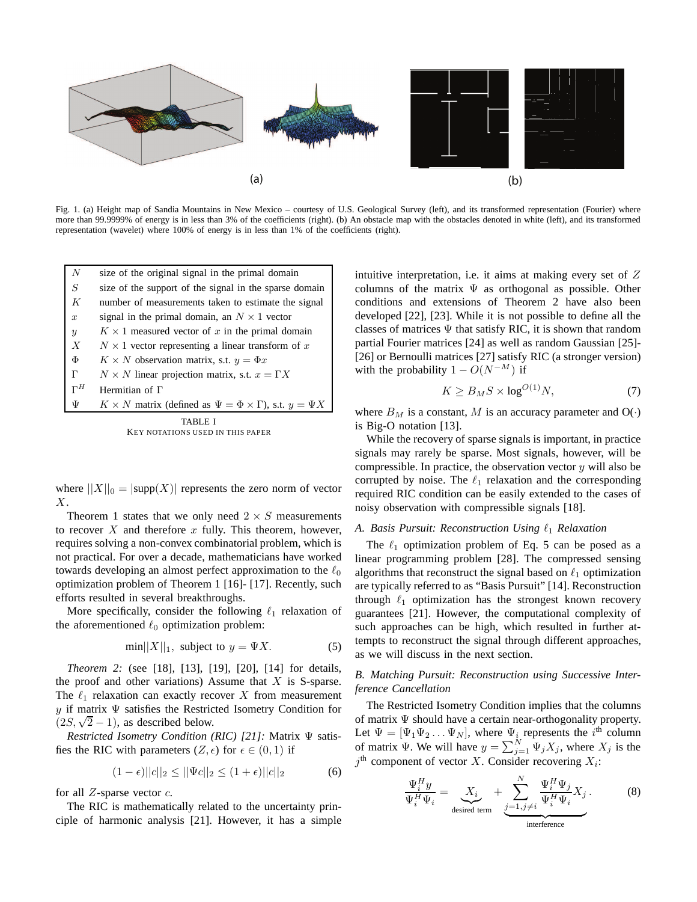Fig. 1. (a) Height map of Sandia Mountains in New Mexico – courtesy of U.S. Geological Survey (left), and its transformed representation (Fourier) where more than 99.9999% of energy is in less than 3% of the coefficients (right). (b) An obstacle map with the obstacles denoted in white (left), and its transformed representation (wavelet) where 100% of energy is in less than 1% of the coefficients (right).

| | |
|---|---|
| $N$ | size of the original signal in the primal domain |
| $S$ | size of the support of the signal in the sparse domain |
| $K$ | number of measurements taken to estimate the signal |
| $x$ | signal in the primal domain, an $N \times 1$ vector |
| $y$ | $K \times 1$ measured vector of $x$ in the primal domain |
| $X$ | $N \times 1$ vector representing a linear transform of $x$ |
| $\Phi$ | $K \times N$ observation matrix, s.t. $y = \Phi x$ |
| $\Gamma$ | $N \times N$ linear projection matrix, s.t. $x = \Gamma X$ |
| $\Gamma^H$ | Hermitian of $\Gamma$ |
| $\Psi$ | $K \times N$ matrix (defined as $\Psi = \Phi \times \Gamma$), s.t. $y = \Psi X$ |

TABLE I
KEY NOTATIONS USED IN THIS PAPER

where $||X||_0 = |\text{supp}(X)|$ represents the zero norm of vector $X$.

Theorem 1 states that we only need $2 \times S$ measurements to recover $X$ and therefore $x$ fully. This theorem, however, requires solving a non-convex combinatorial problem, which is not practical. For over a decade, mathematicians have worked towards developing an almost perfect approximation to the $\ell_0$ optimization problem of Theorem 1 [16]- [17]. Recently, such efforts resulted in several breakthroughs.

More specifically, consider the following $\ell_1$ relaxation of the aforementioned $\ell_0$ optimization problem:

$$\min ||X||_1, \text{ subject to } y = \Psi X. \tag{5}$$

*Theorem 2:* (see [18], [13], [19], [20], [14] for details, the proof and other variations) Assume that $X$ is S-sparse. The $\ell_1$ relaxation can exactly recover $X$ from measurement $y$ if matrix $\Psi$ satisfies the Restricted Isometry Condition for $(2S, \sqrt{2}-1)$, as described below.

*Restricted Isometry Condition (RIC) [21]:* Matrix $\Psi$ satisfies the RIC with parameters $(Z, \epsilon)$ for $\epsilon \in (0, 1)$ if

$$(1-\epsilon)||c||_2 \leq ||\Psi c||_2 \leq (1+\epsilon)||c||_2 \tag{6}$$

for all $Z$-sparse vector $c$.

The RIC is mathematically related to the uncertainty principle of harmonic analysis [21]. However, it has a simple intuitive interpretation, i.e. it aims at making every set of $Z$ columns of the matrix $\Psi$ as orthogonal as possible. Other conditions and extensions of Theorem 2 have also been developed [22], [23]. While it is not possible to define all the classes of matrices $\Psi$ that satisfy RIC, it is shown that random partial Fourier matrices [24] as well as random Gaussian [25]-[26] or Bernoulli matrices [27] satisfy RIC (a stronger version) with the probability $1 - O(N^{-M})$ if

$$K \geq B_M S \times \log^{O(1)} N, \tag{7}$$

where $B_M$ is a constant, $M$ is an accuracy parameter and O($\cdot$) is Big-O notation [13].

While the recovery of sparse signals is important, in practice signals may rarely be sparse. Most signals, however, will be compressible. In practice, the observation vector $y$ will also be corrupted by noise. The $\ell_1$ relaxation and the corresponding required RIC condition can be easily extended to the cases of noisy observation with compressible signals [18].

### *A. Basis Pursuit: Reconstruction Using $\ell_1$ Relaxation*

The $\ell_1$ optimization problem of Eq. 5 can be posed as a linear programming problem [28]. The compressed sensing algorithms that reconstruct the signal based on $\ell_1$ optimization are typically referred to as "Basis Pursuit" [14]. Reconstruction through $\ell_1$ optimization has the strongest known recovery guarantees [21]. However, the computational complexity of such approaches can be high, which resulted in further attempts to reconstruct the signal through different approaches, as we will discuss in the next section.

### *B. Matching Pursuit: Reconstruction using Successive Interference Cancellation*

The Restricted Isometry Condition implies that the columns of matrix $\Psi$ should have a certain near-orthogonality property. Let $\Psi = [\Psi_1 \Psi_2 \ldots \Psi_N]$, where $\Psi_i$ represents the $i^{\text{th}}$ column of matrix $\Psi$. We will have $y = \sum_{j=1}^{N} \Psi_j X_j$, where $X_j$ is the $j^{\text{th}}$ component of vector $X$. Consider recovering $X_i$:

$$\frac{\Psi_i^H y}{\Psi_i^H \Psi_i} = \underbrace{X_i}_{\text{desired term}} + \underbrace{\sum_{j=1, j \neq i}^{N} \frac{\Psi_i^H \Psi_j}{\Psi_i^H \Psi_i} X_j}_{\text{interference}}. \tag{8}$$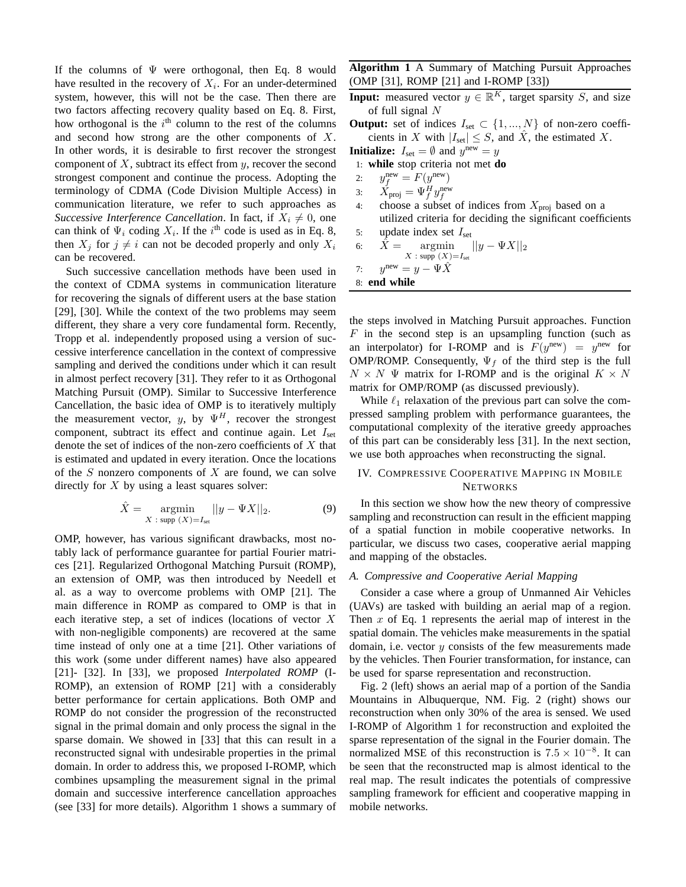If the columns of $\Psi$ were orthogonal, then Eq. 8 would have resulted in the recovery of $X_i$. For an under-determined system, however, this will not be the case. Then there are two factors affecting recovery quality based on Eq. 8. First, how orthogonal is the $i^{\text{th}}$ column to the rest of the columns and second how strong are the other components of $X$. In other words, it is desirable to first recover the strongest component of $X$, subtract its effect from $y$, recover the second strongest component and continue the process. Adopting the terminology of CDMA (Code Division Multiple Access) in communication literature, we refer to such approaches as *Successive Interference Cancellation*. In fact, if $X_i \neq 0$, one can think of $\Psi_i$ coding $X_i$. If the $i^{\text{th}}$ code is used as in Eq. 8, then $X_j$ for $j \neq i$ can not be decoded properly and only $X_i$ can be recovered.

Such successive cancellation methods have been used in the context of CDMA systems in communication literature for recovering the signals of different users at the base station [29], [30]. While the context of the two problems may seem different, they share a very core fundamental form. Recently, Tropp et al. independently proposed using a version of successive interference cancellation in the context of compressive sampling and derived the conditions under which it can result in almost perfect recovery [31]. They refer to it as Orthogonal Matching Pursuit (OMP). Similar to Successive Interference Cancellation, the basic idea of OMP is to iteratively multiply the measurement vector, $y$, by $\Psi^H$, recover the strongest component, subtract its effect and continue again. Let $I_{\text{set}}$ denote the set of indices of the non-zero coefficients of $X$ that is estimated and updated in every iteration. Once the locations of the $S$ nonzero components of $X$ are found, we can solve directly for $X$ by using a least squares solver:

$$\hat{X} = \underset{X\,:\,\text{supp }(X)=I_{\text{set}}}{\operatorname{argmin}} ||y - \Psi X||_2. \tag{9}$$

OMP, however, has various significant drawbacks, most notably lack of performance guarantee for partial Fourier matrices [21]. Regularized Orthogonal Matching Pursuit (ROMP), an extension of OMP, was then introduced by Needell et al. as a way to overcome problems with OMP [21]. The main difference in ROMP as compared to OMP is that in each iterative step, a set of indices (locations of vector $X$ with non-negligible components) are recovered at the same time instead of only one at a time [21]. Other variations of this work (some under different names) have also appeared [21]- [32]. In [33], we proposed *Interpolated ROMP* (I-ROMP), an extension of ROMP [21] with a considerably better performance for certain applications. Both OMP and ROMP do not consider the progression of the reconstructed signal in the primal domain and only process the signal in the sparse domain. We showed in [33] that this can result in a reconstructed signal with undesirable properties in the primal domain. In order to address this, we proposed I-ROMP, which combines upsampling the measurement signal in the primal domain and successive interference cancellation approaches (see [33] for more details). Algorithm 1 shows a summary of the steps involved in Matching Pursuit approaches. Function $F$ in the second step is an upsampling function (such as an interpolator) for I-ROMP and is $F(y^{\text{new}}) = y^{\text{new}}$ for OMP/ROMP. Consequently, $\Psi_f$ of the third step is the full $N \times N$ $\Psi$ matrix for I-ROMP and is the original $K \times N$ matrix for OMP/ROMP (as discussed previously).

**Algorithm 1** A Summary of Matching Pursuit Approaches (OMP [31], ROMP [21] and I-ROMP [33])

**Input:** measured vector $y \in \mathbb{R}^K$, target sparsity $S$, and size of full signal $N$

**Output:** set of indices $I_{\text{set}} \subset \{1, ..., N\}$ of non-zero coefficients in $X$ with $|I_{\text{set}}| \leq S$, and $\hat{X}$, the estimated $X$.

**Initialize:** $I_{\text{set}} = \emptyset$ and $y^{\text{new}} = y$

1: **while** stop criteria not met **do**
2: $\quad y_f^{\text{new}} = F(y^{\text{new}})$
3: $\quad X_{\text{proj}} = \Psi_f^H y_f^{\text{new}}$
4: $\quad$ choose a subset of indices from $X_{\text{proj}}$ based on a utilized criteria for deciding the significant coefficients
5: $\quad$ update index set $I_{\text{set}}$
6: $\quad \hat{X} = \underset{X\,:\,\text{supp }(X)=I_{\text{set}}}{\operatorname{argmin}} ||y - \Psi X||_2$
7: $\quad y^{\text{new}} = y - \Psi\hat{X}$
8: **end while**

While $\ell_1$ relaxation of the previous part can solve the compressed sampling problem with performance guarantees, the computational complexity of the iterative greedy approaches of this part can be considerably less [31]. In the next section, we use both approaches when reconstructing the signal.

## IV. Compressive Cooperative Mapping in Mobile Networks

In this section we show how the new theory of compressive sampling and reconstruction can result in the efficient mapping of a spatial function in mobile cooperative networks. In particular, we discuss two cases, cooperative aerial mapping and mapping of the obstacles.

### A. Compressive and Cooperative Aerial Mapping

Consider a case where a group of Unmanned Air Vehicles (UAVs) are tasked with building an aerial map of a region. Then $x$ of Eq. 1 represents the aerial map of interest in the spatial domain. The vehicles make measurements in the spatial domain, i.e. vector $y$ consists of the few measurements made by the vehicles. Then Fourier transformation, for instance, can be used for sparse representation and reconstruction.

Fig. 2 (left) shows an aerial map of a portion of the Sandia Mountains in Albuquerque, NM. Fig. 2 (right) shows our reconstruction when only 30% of the area is sensed. We used I-ROMP of Algorithm 1 for reconstruction and exploited the sparse representation of the signal in the Fourier domain. The normalized MSE of this reconstruction is $7.5 \times 10^{-8}$. It can be seen that the reconstructed map is almost identical to the real map. The result indicates the potentials of compressive sampling framework for efficient and cooperative mapping in mobile networks.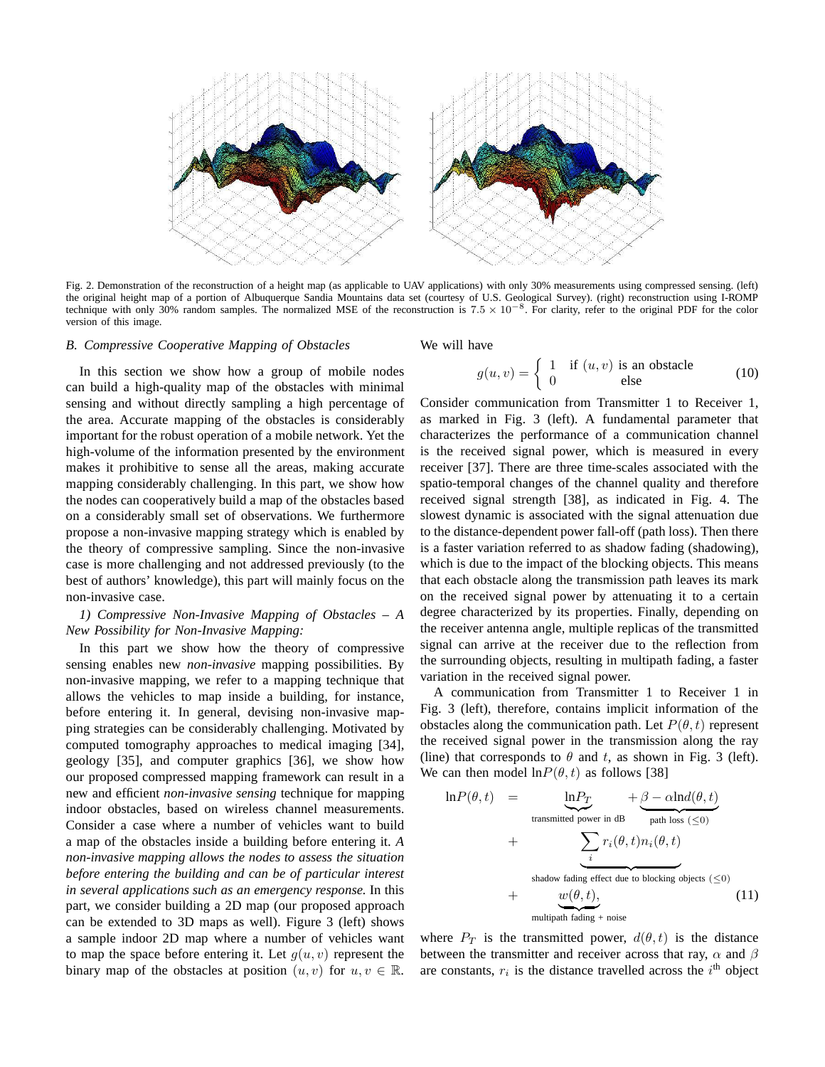Fig. 2. Demonstration of the reconstruction of a height map (as applicable to UAV applications) with only 30% measurements using compressed sensing. (left) the original height map of a portion of Albuquerque Sandia Mountains data set (courtesy of U.S. Geological Survey). (right) reconstruction using I-ROMP technique with only 30% random samples. The normalized MSE of the reconstruction is $7.5 \times 10^{-8}$. For clarity, refer to the original PDF for the color version of this image.

### *B. Compressive Cooperative Mapping of Obstacles*

In this section we show how a group of mobile nodes can build a high-quality map of the obstacles with minimal sensing and without directly sampling a high percentage of the area. Accurate mapping of the obstacles is considerably important for the robust operation of a mobile network. Yet the high-volume of the information presented by the environment makes it prohibitive to sense all the areas, making accurate mapping considerably challenging. In this part, we show how the nodes can cooperatively build a map of the obstacles based on a considerably small set of observations. We furthermore propose a non-invasive mapping strategy which is enabled by the theory of compressive sampling. Since the non-invasive case is more challenging and not addressed previously (to the best of authors' knowledge), this part will mainly focus on the non-invasive case.

#### *1) Compressive Non-Invasive Mapping of Obstacles – A New Possibility for Non-Invasive Mapping:*

In this part we show how the theory of compressive sensing enables new *non-invasive* mapping possibilities. By non-invasive mapping, we refer to a mapping technique that allows the vehicles to map inside a building, for instance, before entering it. In general, devising non-invasive mapping strategies can be considerably challenging. Motivated by computed tomography approaches to medical imaging [34], geology [35], and computer graphics [36], we show how our proposed compressed mapping framework can result in a new and efficient *non-invasive sensing* technique for mapping indoor obstacles, based on wireless channel measurements. Consider a case where a number of vehicles want to build a map of the obstacles inside a building before entering it. *A non-invasive mapping allows the nodes to assess the situation before entering the building and can be of particular interest in several applications such as an emergency response.* In this part, we consider building a 2D map (our proposed approach can be extended to 3D maps as well). Figure 3 (left) shows a sample indoor 2D map where a number of vehicles want to map the space before entering it. Let $g(u,v)$ represent the binary map of the obstacles at position $(u,v)$ for $u,v \in \mathbb{R}$. We will have

$$g(u,v) = \begin{cases} 1 & \text{if } (u,v) \text{ is an obstacle} \\ 0 & \text{else} \end{cases} \tag{10}$$

Consider communication from Transmitter 1 to Receiver 1, as marked in Fig. 3 (left). A fundamental parameter that characterizes the performance of a communication channel is the received signal power, which is measured in every receiver [37]. There are three time-scales associated with the spatio-temporal changes of the channel quality and therefore received signal strength [38], as indicated in Fig. 4. The slowest dynamic is associated with the signal attenuation due to the distance-dependent power fall-off (path loss). Then there is a faster variation referred to as shadow fading (shadowing), which is due to the impact of the blocking objects. This means that each obstacle along the transmission path leaves its mark on the received signal power by attenuating it to a certain degree characterized by its properties. Finally, depending on the receiver antenna angle, multiple replicas of the transmitted signal can arrive at the receiver due to the reflection from the surrounding objects, resulting in multipath fading, a faster variation in the received signal power.

A communication from Transmitter 1 to Receiver 1 in Fig. 3 (left), therefore, contains implicit information of the obstacles along the communication path. Let $P(\theta,t)$ represent the received signal power in the transmission along the ray (line) that corresponds to $\theta$ and $t$, as shown in Fig. 3 (left). We can then model $\ln P(\theta,t)$ as follows [38]

$$\begin{aligned} \ln P(\theta,t) &= \underbrace{\ln P_T}_{\text{transmitted power in dB}} + \underbrace{\beta - \alpha \ln d(\theta,t)}_{\text{path loss } (\leq 0)} \\ &+ \underbrace{\sum_i r_i(\theta,t) n_i(\theta,t)}_{\text{shadow fading effect due to blocking objects } (\leq 0)} \\ &+ \underbrace{w(\theta,t),}_{\text{multipath fading + noise}} \end{aligned} \tag{11}$$

where $P_T$ is the transmitted power, $d(\theta,t)$ is the distance between the transmitter and receiver across that ray, $\alpha$ and $\beta$ are constants, $r_i$ is the distance travelled across the $i^{\text{th}}$ object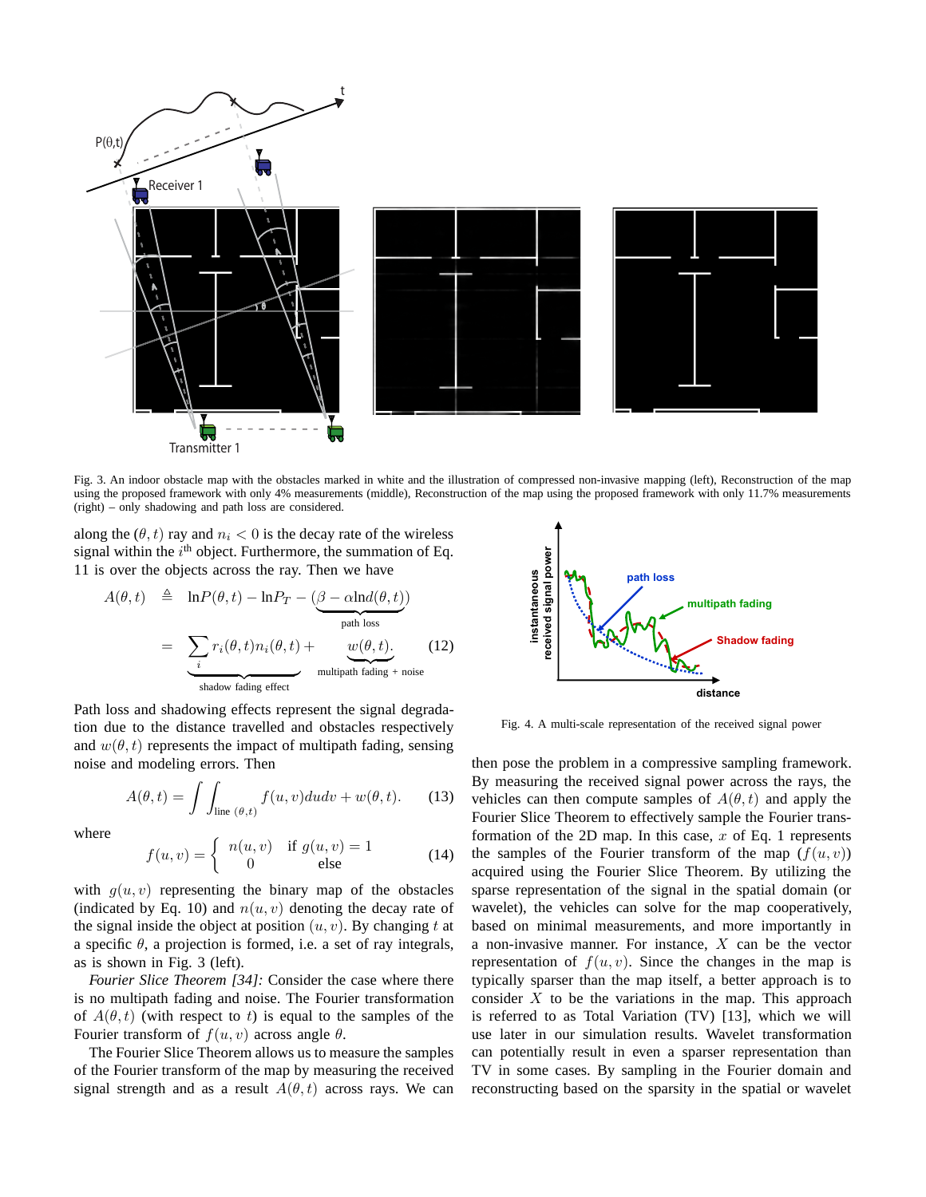Fig. 3. An indoor obstacle map with the obstacles marked in white and the illustration of compressed non-invasive mapping (left), Reconstruction of the map using the proposed framework with only 4% measurements (middle), Reconstruction of the map using the proposed framework with only 11.7% measurements (right) – only shadowing and path loss are considered.

along the $(\theta, t)$ ray and $n_i < 0$ is the decay rate of the wireless signal within the $i^{\text{th}}$ object. Furthermore, the summation of Eq. 11 is over the objects across the ray. Then we have

$$A(\theta,t) \triangleq \ln P(\theta,t) - \ln P_T - \underbrace{(\beta - \alpha \ln d(\theta,t))}_{\text{path loss}}$$

$$= \underbrace{\sum_i r_i(\theta,t) n_i(\theta,t)}_{\text{shadow fading effect}} + \underbrace{w(\theta,t)}_{\text{multipath fading + noise}}. \quad (12)$$

Path loss and shadowing effects represent the signal degradation due to the distance travelled and obstacles respectively and $w(\theta,t)$ represents the impact of multipath fading, sensing noise and modeling errors. Then

$$A(\theta,t) = \int\int_{\text{line } (\theta,t)} f(u,v)dudv + w(\theta,t). \quad (13)$$

where

$$f(u,v) = \begin{cases} n(u,v) & \text{if } g(u,v) = 1 \\ 0 & \text{else} \end{cases} \quad (14)$$

with $g(u,v)$ representing the binary map of the obstacles (indicated by Eq. 10) and $n(u,v)$ denoting the decay rate of the signal inside the object at position $(u,v)$. By changing $t$ at a specific $\theta$, a projection is formed, i.e. a set of ray integrals, as is shown in Fig. 3 (left).

*Fourier Slice Theorem [34]:* Consider the case where there is no multipath fading and noise. The Fourier transformation of $A(\theta,t)$ (with respect to $t$) is equal to the samples of the Fourier transform of $f(u,v)$ across angle $\theta$.

The Fourier Slice Theorem allows us to measure the samples of the Fourier transform of the map by measuring the received signal strength and as a result $A(\theta,t)$ across rays. We can then pose the problem in a compressive sampling framework. By measuring the received signal power across the rays, the vehicles can then compute samples of $A(\theta,t)$ and apply the Fourier Slice Theorem to effectively sample the Fourier transformation of the 2D map. In this case, $x$ of Eq. 1 represents the samples of the Fourier transform of the map ($f(u,v)$) acquired using the Fourier Slice Theorem. By utilizing the sparse representation of the signal in the spatial domain (or wavelet), the vehicles can solve for the map cooperatively, based on minimal measurements, and more importantly in a non-invasive manner. For instance, $X$ can be the vector representation of $f(u,v)$. Since the changes in the map is typically sparser than the map itself, a better approach is to consider $X$ to be the variations in the map. This approach is referred to as Total Variation (TV) [13], which we will use later in our simulation results. Wavelet transformation can potentially result in even a sparser representation than TV in some cases. By sampling in the Fourier domain and reconstructing based on the sparsity in the spatial or wavelet

Fig. 4. A multi-scale representation of the received signal power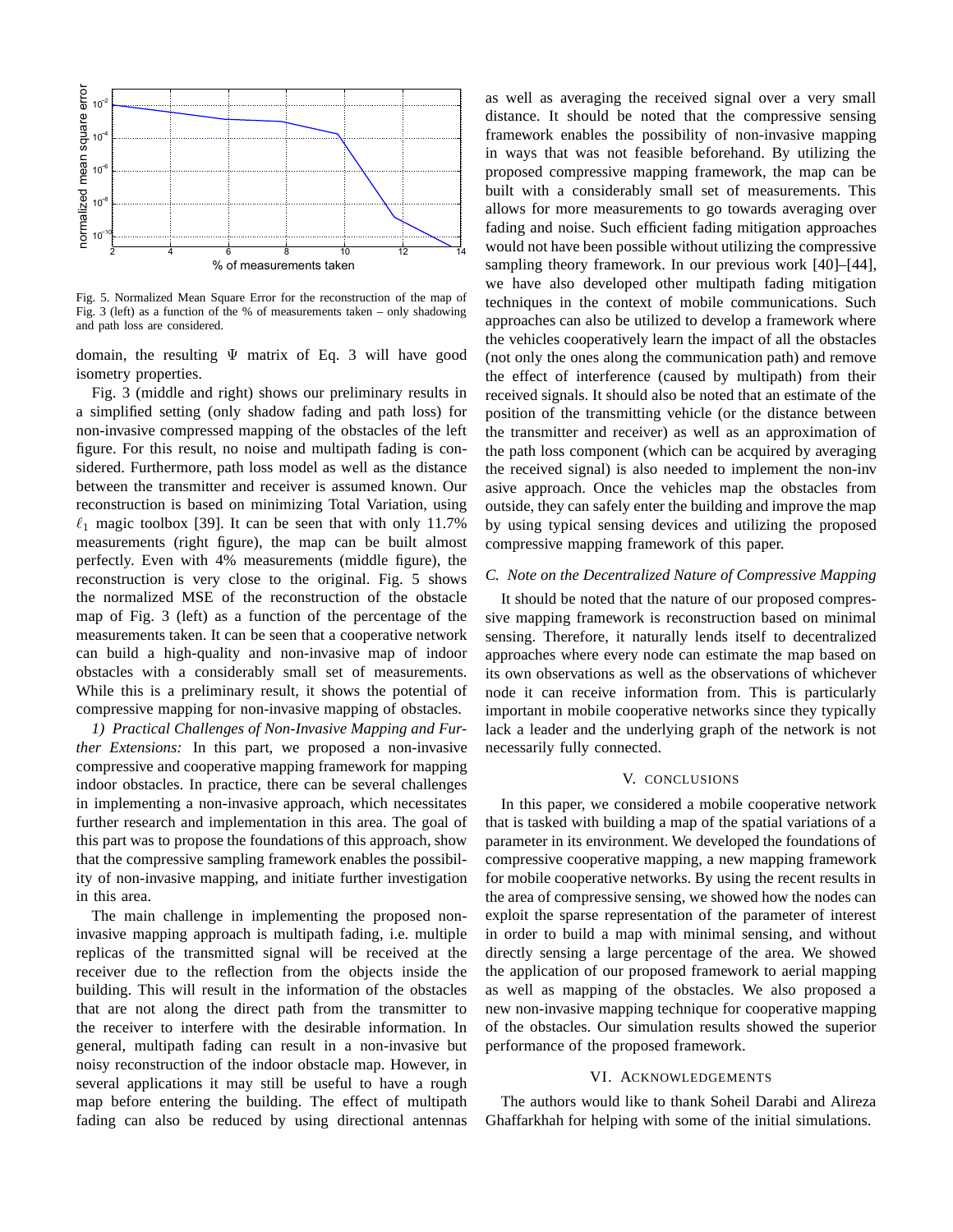Fig. 5. Normalized Mean Square Error for the reconstruction of the map of Fig. 3 (left) as a function of the % of measurements taken – only shadowing and path loss are considered.

domain, the resulting $\Psi$ matrix of Eq. 3 will have good isometry properties.

Fig. 3 (middle and right) shows our preliminary results in a simplified setting (only shadow fading and path loss) for non-invasive compressed mapping of the obstacles of the left figure. For this result, no noise and multipath fading is considered. Furthermore, path loss model as well as the distance between the transmitter and receiver is assumed known. Our reconstruction is based on minimizing Total Variation, using $\ell_1$ magic toolbox [39]. It can be seen that with only 11.7% measurements (right figure), the map can be built almost perfectly. Even with 4% measurements (middle figure), the reconstruction is very close to the original. Fig. 5 shows the normalized MSE of the reconstruction of the obstacle map of Fig. 3 (left) as a function of the percentage of the measurements taken. It can be seen that a cooperative network can build a high-quality and non-invasive map of indoor obstacles with a considerably small set of measurements. While this is a preliminary result, it shows the potential of compressive mapping for non-invasive mapping of obstacles.

*1) Practical Challenges of Non-Invasive Mapping and Further Extensions:* In this part, we proposed a non-invasive compressive and cooperative mapping framework for mapping indoor obstacles. In practice, there can be several challenges in implementing a non-invasive approach, which necessitates further research and implementation in this area. The goal of this part was to propose the foundations of this approach, show that the compressive sampling framework enables the possibility of non-invasive mapping, and initiate further investigation in this area.

The main challenge in implementing the proposed non-invasive mapping approach is multipath fading, i.e. multiple replicas of the transmitted signal will be received at the receiver due to the reflection from the objects inside the building. This will result in the information of the obstacles that are not along the direct path from the transmitter to the receiver to interfere with the desirable information. In general, multipath fading can result in a non-invasive but noisy reconstruction of the indoor obstacle map. However, in several applications it may still be useful to have a rough map before entering the building. The effect of multipath fading can also be reduced by using directional antennas as well as averaging the received signal over a very small distance. It should be noted that the compressive sensing framework enables the possibility of non-invasive mapping in ways that was not feasible beforehand. By utilizing the proposed compressive mapping framework, the map can be built with a considerably small set of measurements. This allows for more measurements to go towards averaging over fading and noise. Such efficient fading mitigation approaches would not have been possible without utilizing the compressive sampling theory framework. In our previous work [40]–[44], we have also developed other multipath fading mitigation techniques in the context of mobile communications. Such approaches can also be utilized to develop a framework where the vehicles cooperatively learn the impact of all the obstacles (not only the ones along the communication path) and remove the effect of interference (caused by multipath) from their received signals. It should also be noted that an estimate of the position of the transmitting vehicle (or the distance between the transmitter and receiver) as well as an approximation of the path loss component (which can be acquired by averaging the received signal) is also needed to implement the non-invasive approach. Once the vehicles map the obstacles from outside, they can safely enter the building and improve the map by using typical sensing devices and utilizing the proposed compressive mapping framework of this paper.

### *C. Note on the Decentralized Nature of Compressive Mapping*

It should be noted that the nature of our proposed compressive mapping framework is reconstruction based on minimal sensing. Therefore, it naturally lends itself to decentralized approaches where every node can estimate the map based on its own observations as well as the observations of whichever node it can receive information from. This is particularly important in mobile cooperative networks since they typically lack a leader and the underlying graph of the network is not necessarily fully connected.

## V. Conclusions

In this paper, we considered a mobile cooperative network that is tasked with building a map of the spatial variations of a parameter in its environment. We developed the foundations of compressive cooperative mapping, a new mapping framework for mobile cooperative networks. By using the recent results in the area of compressive sensing, we showed how the nodes can exploit the sparse representation of the parameter of interest in order to build a map with minimal sensing, and without directly sensing a large percentage of the area. We showed the application of our proposed framework to aerial mapping as well as mapping of the obstacles. We also proposed a new non-invasive mapping technique for cooperative mapping of the obstacles. Our simulation results showed the superior performance of the proposed framework.

## VI. Acknowledgements

The authors would like to thank Soheil Darabi and Alireza Ghaffarkhah for helping with some of the initial simulations.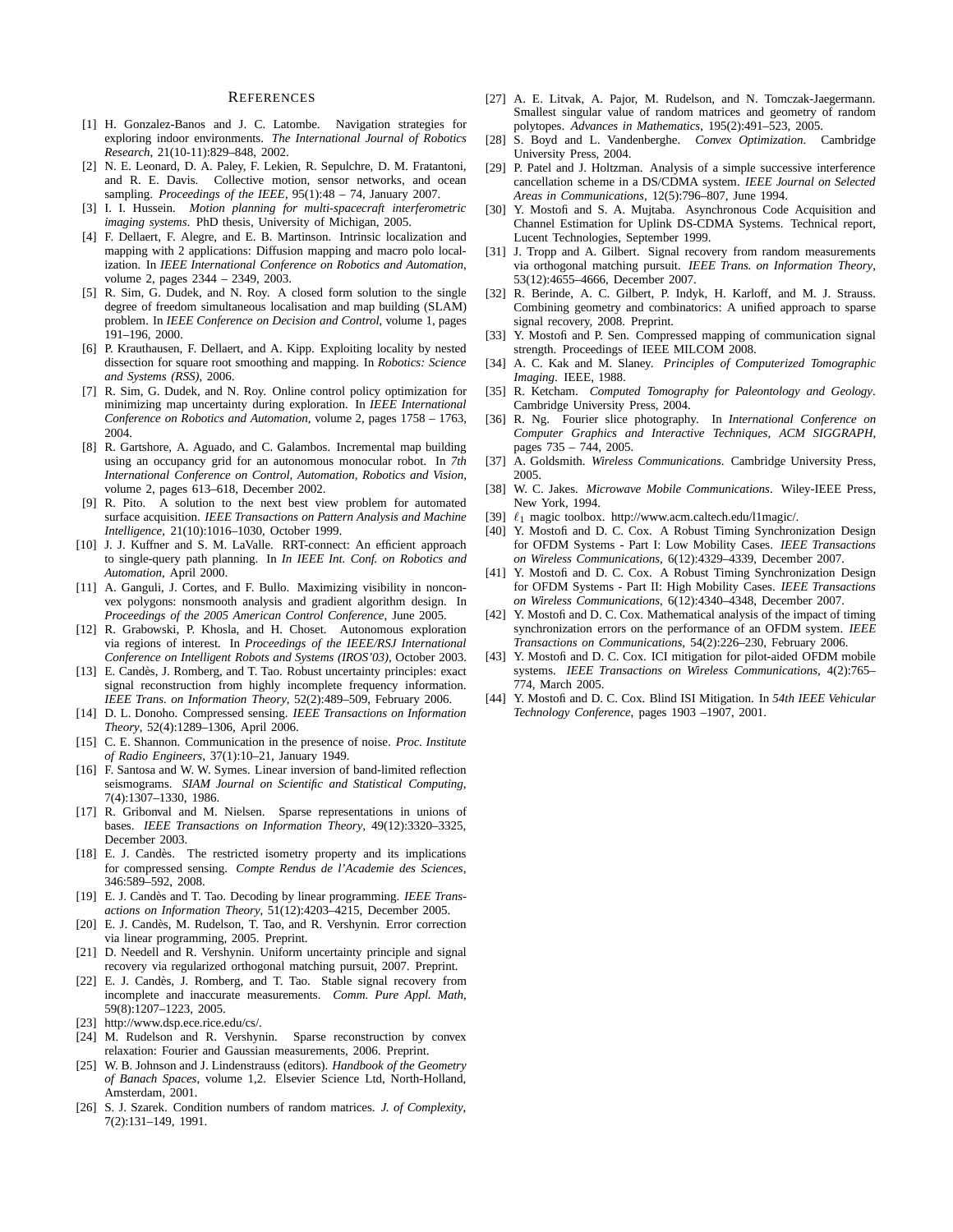## References

[1] H. Gonzalez-Banos and J. C. Latombe. Navigation strategies for exploring indoor environments. *The International Journal of Robotics Research*, 21(10-11):829–848, 2002.

[2] N. E. Leonard, D. A. Paley, F. Lekien, R. Sepulchre, D. M. Fratantoni, and R. E. Davis. Collective motion, sensor networks, and ocean sampling. *Proceedings of the IEEE*, 95(1):48 – 74, January 2007.

[3] I. I. Hussein. *Motion planning for multi-spacecraft interferometric imaging systems*. PhD thesis, University of Michigan, 2005.

[4] F. Dellaert, F. Alegre, and E. B. Martinson. Intrinsic localization and mapping with 2 applications: Diffusion mapping and macro polo localization. In *IEEE International Conference on Robotics and Automation*, volume 2, pages 2344 – 2349, 2003.

[5] R. Sim, G. Dudek, and N. Roy. A closed form solution to the single degree of freedom simultaneous localisation and map building (SLAM) problem. In *IEEE Conference on Decision and Control*, volume 1, pages 191–196, 2000.

[6] P. Krauthausen, F. Dellaert, and A. Kipp. Exploiting locality by nested dissection for square root smoothing and mapping. In *Robotics: Science and Systems (RSS)*, 2006.

[7] R. Sim, G. Dudek, and N. Roy. Online control policy optimization for minimizing map uncertainty during exploration. In *IEEE International Conference on Robotics and Automation*, volume 2, pages 1758 – 1763, 2004.

[8] R. Gartshore, A. Aguado, and C. Galambos. Incremental map building using an occupancy grid for an autonomous monocular robot. In *7th International Conference on Control, Automation, Robotics and Vision*, volume 2, pages 613–618, December 2002.

[9] R. Pito. A solution to the next best view problem for automated surface acquisition. *IEEE Transactions on Pattern Analysis and Machine Intelligence*, 21(10):1016–1030, October 1999.

[10] J. J. Kuffner and S. M. LaValle. RRT-connect: An efficient approach to single-query path planning. In *In IEEE Int. Conf. on Robotics and Automation*, April 2000.

[11] A. Ganguli, J. Cortes, and F. Bullo. Maximizing visibility in nonconvex polygons: nonsmooth analysis and gradient algorithm design. In *Proceedings of the 2005 American Control Conference*, June 2005.

[12] R. Grabowski, P. Khosla, and H. Choset. Autonomous exploration via regions of interest. In *Proceedings of the IEEE/RSJ International Conference on Intelligent Robots and Systems (IROS'03)*, October 2003.

[13] E. Candès, J. Romberg, and T. Tao. Robust uncertainty principles: exact signal reconstruction from highly incomplete frequency information. *IEEE Trans. on Information Theory*, 52(2):489–509, February 2006.

[14] D. L. Donoho. Compressed sensing. *IEEE Transactions on Information Theory*, 52(4):1289–1306, April 2006.

[15] C. E. Shannon. Communication in the presence of noise. *Proc. Institute of Radio Engineers*, 37(1):10–21, January 1949.

[16] F. Santosa and W. W. Symes. Linear inversion of band-limited reflection seismograms. *SIAM Journal on Scientific and Statistical Computing*, 7(4):1307–1330, 1986.

[17] R. Gribonval and M. Nielsen. Sparse representations in unions of bases. *IEEE Transactions on Information Theory*, 49(12):3320–3325, December 2003.

[18] E. J. Candès. The restricted isometry property and its implications for compressed sensing. *Compte Rendus de l'Academie des Sciences*, 346:589–592, 2008.

[19] E. J. Candès and T. Tao. Decoding by linear programming. *IEEE Transactions on Information Theory*, 51(12):4203–4215, December 2005.

[20] E. J. Candès, M. Rudelson, T. Tao, and R. Vershynin. Error correction via linear programming, 2005. Preprint.

[21] D. Needell and R. Vershynin. Uniform uncertainty principle and signal recovery via regularized orthogonal matching pursuit, 2007. Preprint.

[22] E. J. Candès, J. Romberg, and T. Tao. Stable signal recovery from incomplete and inaccurate measurements. *Comm. Pure Appl. Math*, 59(8):1207–1223, 2005.

[23] http://www.dsp.ece.rice.edu/cs/.

[24] M. Rudelson and R. Vershynin. Sparse reconstruction by convex relaxation: Fourier and Gaussian measurements, 2006. Preprint.

[25] W. B. Johnson and J. Lindenstrauss (editors). *Handbook of the Geometry of Banach Spaces*, volume 1,2. Elsevier Science Ltd, North-Holland, Amsterdam, 2001.

[26] S. J. Szarek. Condition numbers of random matrices. *J. of Complexity*, 7(2):131–149, 1991.

[27] A. E. Litvak, A. Pajor, M. Rudelson, and N. Tomczak-Jaegermann. Smallest singular value of random matrices and geometry of random polytopes. *Advances in Mathematics*, 195(2):491–523, 2005.

[28] S. Boyd and L. Vandenberghe. *Convex Optimization*. Cambridge University Press, 2004.

[29] P. Patel and J. Holtzman. Analysis of a simple successive interference cancellation scheme in a DS/CDMA system. *IEEE Journal on Selected Areas in Communications*, 12(5):796–807, June 1994.

[30] Y. Mostofi and S. A. Mujtaba. Asynchronous Code Acquisition and Channel Estimation for Uplink DS-CDMA Systems. Technical report, Lucent Technologies, September 1999.

[31] J. Tropp and A. Gilbert. Signal recovery from random measurements via orthogonal matching pursuit. *IEEE Trans. on Information Theory*, 53(12):4655–4666, December 2007.

[32] R. Berinde, A. C. Gilbert, P. Indyk, H. Karloff, and M. J. Strauss. Combining geometry and combinatorics: A unified approach to sparse signal recovery, 2008. Preprint.

[33] Y. Mostofi and P. Sen. Compressed mapping of communication signal strength. Proceedings of IEEE MILCOM 2008.

[34] A. C. Kak and M. Slaney. *Principles of Computerized Tomographic Imaging*. IEEE, 1988.

[35] R. Ketcham. *Computed Tomography for Paleontology and Geology*. Cambridge University Press, 2004.

[36] R. Ng. Fourier slice photography. In *International Conference on Computer Graphics and Interactive Techniques, ACM SIGGRAPH*, pages 735 – 744, 2005.

[37] A. Goldsmith. *Wireless Communications*. Cambridge University Press, 2005.

[38] W. C. Jakes. *Microwave Mobile Communications*. Wiley-IEEE Press, New York, 1994.

[39] $\ell_1$ magic toolbox. http://www.acm.caltech.edu/l1magic/.

[40] Y. Mostofi and D. C. Cox. A Robust Timing Synchronization Design for OFDM Systems - Part I: Low Mobility Cases. *IEEE Transactions on Wireless Communications*, 6(12):4329–4339, December 2007.

[41] Y. Mostofi and D. C. Cox. A Robust Timing Synchronization Design for OFDM Systems - Part II: High Mobility Cases. *IEEE Transactions on Wireless Communications*, 6(12):4340–4348, December 2007.

[42] Y. Mostofi and D. C. Cox. Mathematical analysis of the impact of timing synchronization errors on the performance of an OFDM system. *IEEE Transactions on Communications*, 54(2):226–230, February 2006.

[43] Y. Mostofi and D. C. Cox. ICI mitigation for pilot-aided OFDM mobile systems. *IEEE Transactions on Wireless Communications*, 4(2):765–774, March 2005.

[44] Y. Mostofi and D. C. Cox. Blind ISI Mitigation. In *54th IEEE Vehicular Technology Conference*, pages 1903 –1907, 2001.